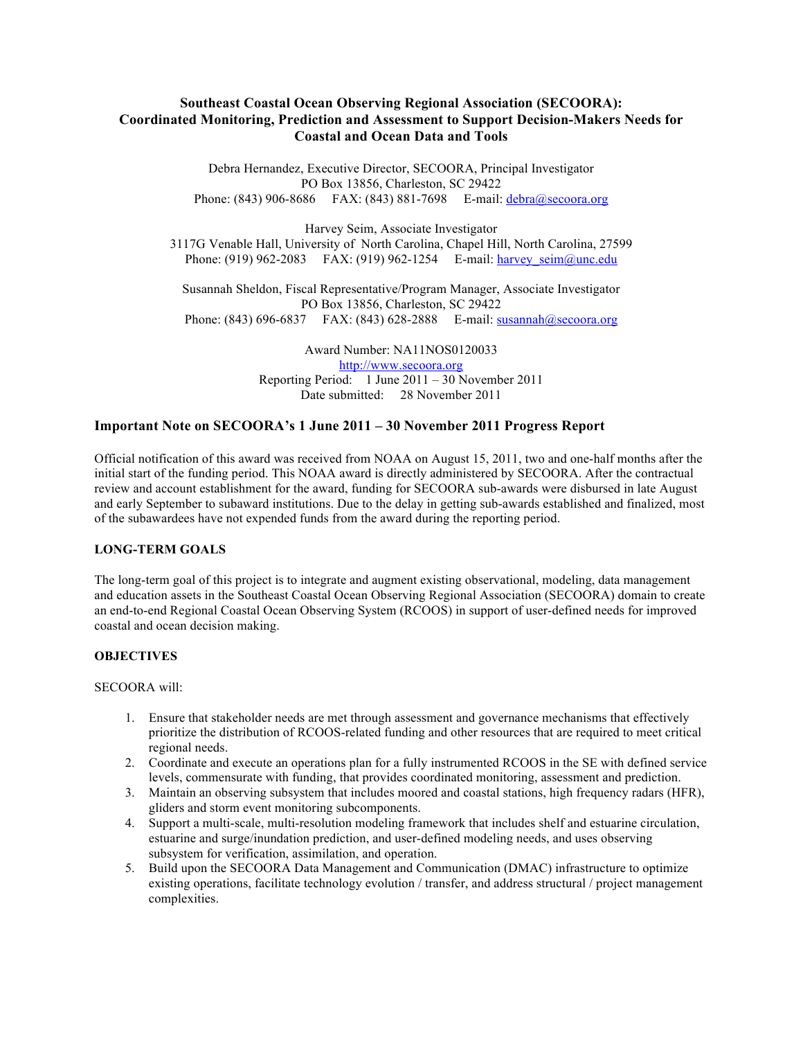# Southeast Coastal Ocean Observing Regional Association (SECOORA): Coordinated Monitoring, Prediction and Assessment to Support Decision-Makers Needs for Coastal and Ocean Data and Tools

Debra Hernandez, Executive Director, SECOORA, Principal Investigator
PO Box 13856, Charleston, SC 29422
Phone: (843) 906-8686 FAX: (843) 881-7698 E-mail: debra@secoora.org

Harvey Seim, Associate Investigator
3117G Venable Hall, University of North Carolina, Chapel Hill, North Carolina, 27599
Phone: (919) 962-2083 FAX: (919) 962-1254 E-mail: harvey_seim@unc.edu

Susannah Sheldon, Fiscal Representative/Program Manager, Associate Investigator
PO Box 13856, Charleston, SC 29422
Phone: (843) 696-6837 FAX: (843) 628-2888 E-mail: susannah@secoora.org

Award Number: NA11NOS0120033
http://www.secoora.org
Reporting Period: 1 June 2011 – 30 November 2011
Date submitted: 28 November 2011

## Important Note on SECOORA's 1 June 2011 – 30 November 2011 Progress Report

Official notification of this award was received from NOAA on August 15, 2011, two and one-half months after the initial start of the funding period. This NOAA award is directly administered by SECOORA. After the contractual review and account establishment for the award, funding for SECOORA sub-awards were disbursed in late August and early September to subaward institutions. Due to the delay in getting sub-awards established and finalized, most of the subawardees have not expended funds from the award during the reporting period.

## LONG-TERM GOALS

The long-term goal of this project is to integrate and augment existing observational, modeling, data management and education assets in the Southeast Coastal Ocean Observing Regional Association (SECOORA) domain to create an end-to-end Regional Coastal Ocean Observing System (RCOOS) in support of user-defined needs for improved coastal and ocean decision making.

## OBJECTIVES

SECOORA will:

1. Ensure that stakeholder needs are met through assessment and governance mechanisms that effectively prioritize the distribution of RCOOS-related funding and other resources that are required to meet critical regional needs.
2. Coordinate and execute an operations plan for a fully instrumented RCOOS in the SE with defined service levels, commensurate with funding, that provides coordinated monitoring, assessment and prediction.
3. Maintain an observing subsystem that includes moored and coastal stations, high frequency radars (HFR), gliders and storm event monitoring subcomponents.
4. Support a multi-scale, multi-resolution modeling framework that includes shelf and estuarine circulation, estuarine and surge/inundation prediction, and user-defined modeling needs, and uses observing subsystem for verification, assimilation, and operation.
5. Build upon the SECOORA Data Management and Communication (DMAC) infrastructure to optimize existing operations, facilitate technology evolution / transfer, and address structural / project management complexities.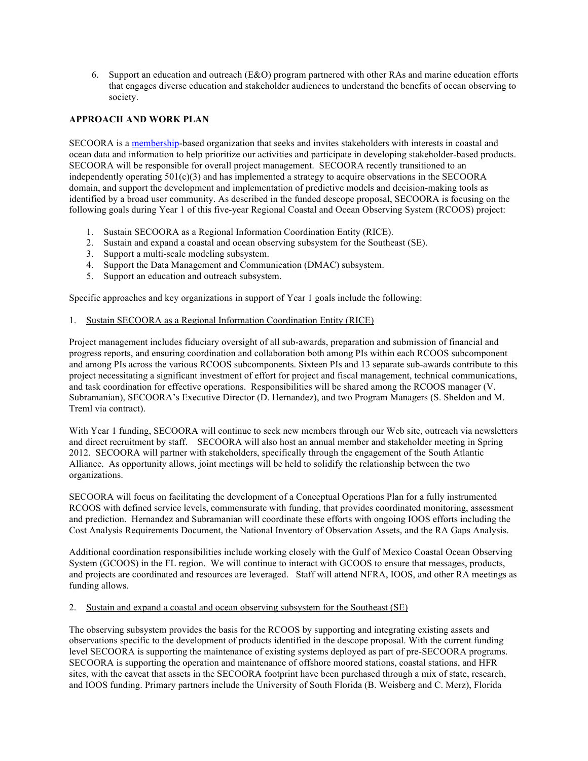6. Support an education and outreach (E&O) program partnered with other RAs and marine education efforts that engages diverse education and stakeholder audiences to understand the benefits of ocean observing to society.

**APPROACH AND WORK PLAN**

SECOORA is a membership-based organization that seeks and invites stakeholders with interests in coastal and ocean data and information to help prioritize our activities and participate in developing stakeholder-based products. SECOORA will be responsible for overall project management. SECOORA recently transitioned to an independently operating 501(c)(3) and has implemented a strategy to acquire observations in the SECOORA domain, and support the development and implementation of predictive models and decision-making tools as identified by a broad user community. As described in the funded descope proposal, SECOORA is focusing on the following goals during Year 1 of this five-year Regional Coastal and Ocean Observing System (RCOOS) project:

1. Sustain SECOORA as a Regional Information Coordination Entity (RICE).
2. Sustain and expand a coastal and ocean observing subsystem for the Southeast (SE).
3. Support a multi-scale modeling subsystem.
4. Support the Data Management and Communication (DMAC) subsystem.
5. Support an education and outreach subsystem.

Specific approaches and key organizations in support of Year 1 goals include the following:

1. <u>Sustain SECOORA as a Regional Information Coordination Entity (RICE)</u>

Project management includes fiduciary oversight of all sub-awards, preparation and submission of financial and progress reports, and ensuring coordination and collaboration both among PIs within each RCOOS subcomponent and among PIs across the various RCOOS subcomponents. Sixteen PIs and 13 separate sub-awards contribute to this project necessitating a significant investment of effort for project and fiscal management, technical communications, and task coordination for effective operations. Responsibilities will be shared among the RCOOS manager (V. Subramanian), SECOORA's Executive Director (D. Hernandez), and two Program Managers (S. Sheldon and M. Treml via contract).

With Year 1 funding, SECOORA will continue to seek new members through our Web site, outreach via newsletters and direct recruitment by staff. SECOORA will also host an annual member and stakeholder meeting in Spring 2012. SECOORA will partner with stakeholders, specifically through the engagement of the South Atlantic Alliance. As opportunity allows, joint meetings will be held to solidify the relationship between the two organizations.

SECOORA will focus on facilitating the development of a Conceptual Operations Plan for a fully instrumented RCOOS with defined service levels, commensurate with funding, that provides coordinated monitoring, assessment and prediction. Hernandez and Subramanian will coordinate these efforts with ongoing IOOS efforts including the Cost Analysis Requirements Document, the National Inventory of Observation Assets, and the RA Gaps Analysis.

Additional coordination responsibilities include working closely with the Gulf of Mexico Coastal Ocean Observing System (GCOOS) in the FL region. We will continue to interact with GCOOS to ensure that messages, products, and projects are coordinated and resources are leveraged. Staff will attend NFRA, IOOS, and other RA meetings as funding allows.

2. <u>Sustain and expand a coastal and ocean observing subsystem for the Southeast (SE)</u>

The observing subsystem provides the basis for the RCOOS by supporting and integrating existing assets and observations specific to the development of products identified in the descope proposal. With the current funding level SECOORA is supporting the maintenance of existing systems deployed as part of pre-SECOORA programs. SECOORA is supporting the operation and maintenance of offshore moored stations, coastal stations, and HFR sites, with the caveat that assets in the SECOORA footprint have been purchased through a mix of state, research, and IOOS funding. Primary partners include the University of South Florida (B. Weisberg and C. Merz), Florida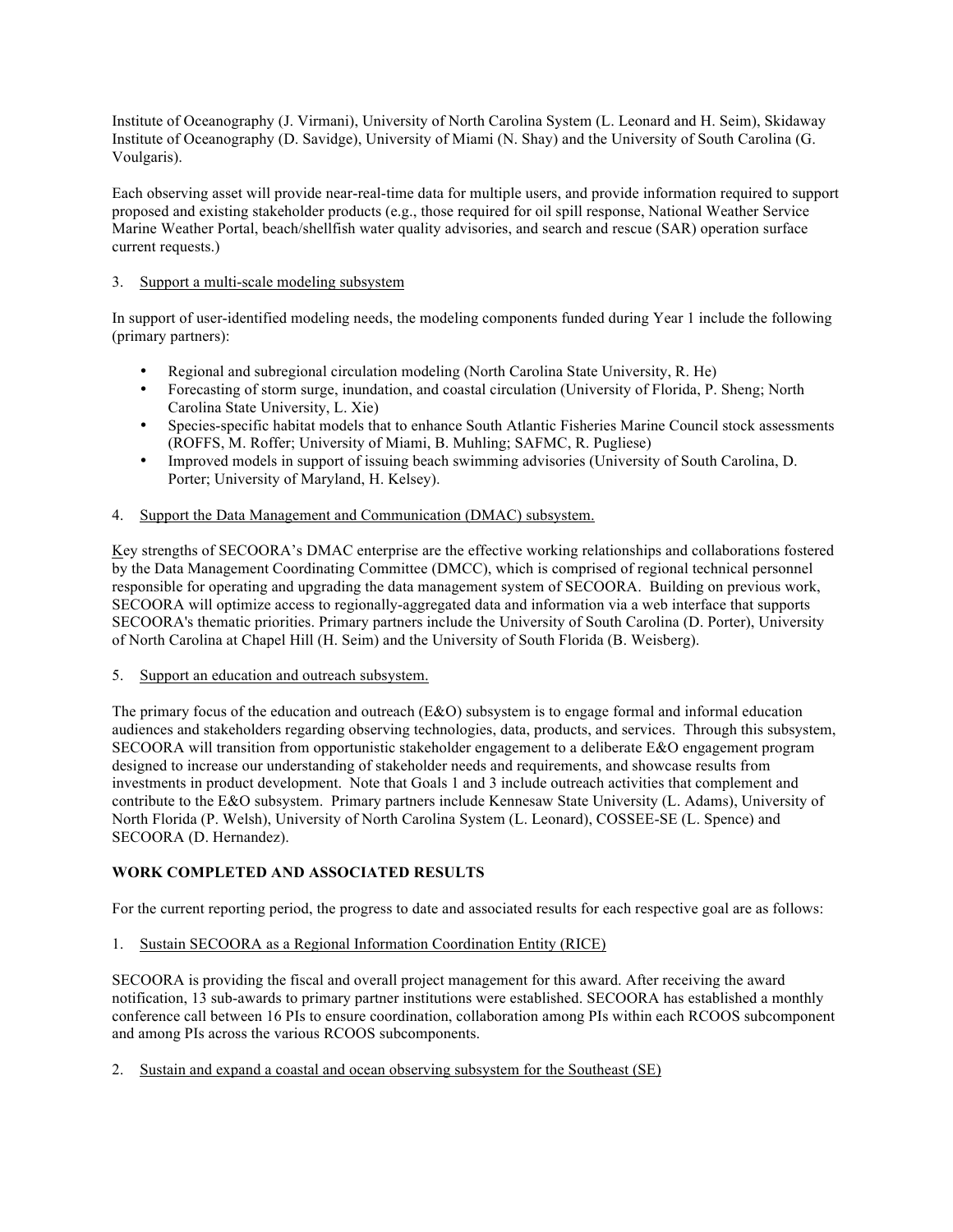Institute of Oceanography (J. Virmani), University of North Carolina System (L. Leonard and H. Seim), Skidaway Institute of Oceanography (D. Savidge), University of Miami (N. Shay) and the University of South Carolina (G. Voulgaris).

Each observing asset will provide near-real-time data for multiple users, and provide information required to support proposed and existing stakeholder products (e.g., those required for oil spill response, National Weather Service Marine Weather Portal, beach/shellfish water quality advisories, and search and rescue (SAR) operation surface current requests.)

3. Support a multi-scale modeling subsystem

In support of user-identified modeling needs, the modeling components funded during Year 1 include the following (primary partners):

- Regional and subregional circulation modeling (North Carolina State University, R. He)
- Forecasting of storm surge, inundation, and coastal circulation (University of Florida, P. Sheng; North Carolina State University, L. Xie)
- Species-specific habitat models that to enhance South Atlantic Fisheries Marine Council stock assessments (ROFFS, M. Roffer; University of Miami, B. Muhling; SAFMC, R. Pugliese)
- Improved models in support of issuing beach swimming advisories (University of South Carolina, D. Porter; University of Maryland, H. Kelsey).

4. Support the Data Management and Communication (DMAC) subsystem.

Key strengths of SECOORA's DMAC enterprise are the effective working relationships and collaborations fostered by the Data Management Coordinating Committee (DMCC), which is comprised of regional technical personnel responsible for operating and upgrading the data management system of SECOORA. Building on previous work, SECOORA will optimize access to regionally-aggregated data and information via a web interface that supports SECOORA's thematic priorities. Primary partners include the University of South Carolina (D. Porter), University of North Carolina at Chapel Hill (H. Seim) and the University of South Florida (B. Weisberg).

5. Support an education and outreach subsystem.

The primary focus of the education and outreach (E&O) subsystem is to engage formal and informal education audiences and stakeholders regarding observing technologies, data, products, and services. Through this subsystem, SECOORA will transition from opportunistic stakeholder engagement to a deliberate E&O engagement program designed to increase our understanding of stakeholder needs and requirements, and showcase results from investments in product development. Note that Goals 1 and 3 include outreach activities that complement and contribute to the E&O subsystem. Primary partners include Kennesaw State University (L. Adams), University of North Florida (P. Welsh), University of North Carolina System (L. Leonard), COSSEE-SE (L. Spence) and SECOORA (D. Hernandez).

## WORK COMPLETED AND ASSOCIATED RESULTS

For the current reporting period, the progress to date and associated results for each respective goal are as follows:

1. Sustain SECOORA as a Regional Information Coordination Entity (RICE)

SECOORA is providing the fiscal and overall project management for this award. After receiving the award notification, 13 sub-awards to primary partner institutions were established. SECOORA has established a monthly conference call between 16 PIs to ensure coordination, collaboration among PIs within each RCOOS subcomponent and among PIs across the various RCOOS subcomponents.

2. Sustain and expand a coastal and ocean observing subsystem for the Southeast (SE)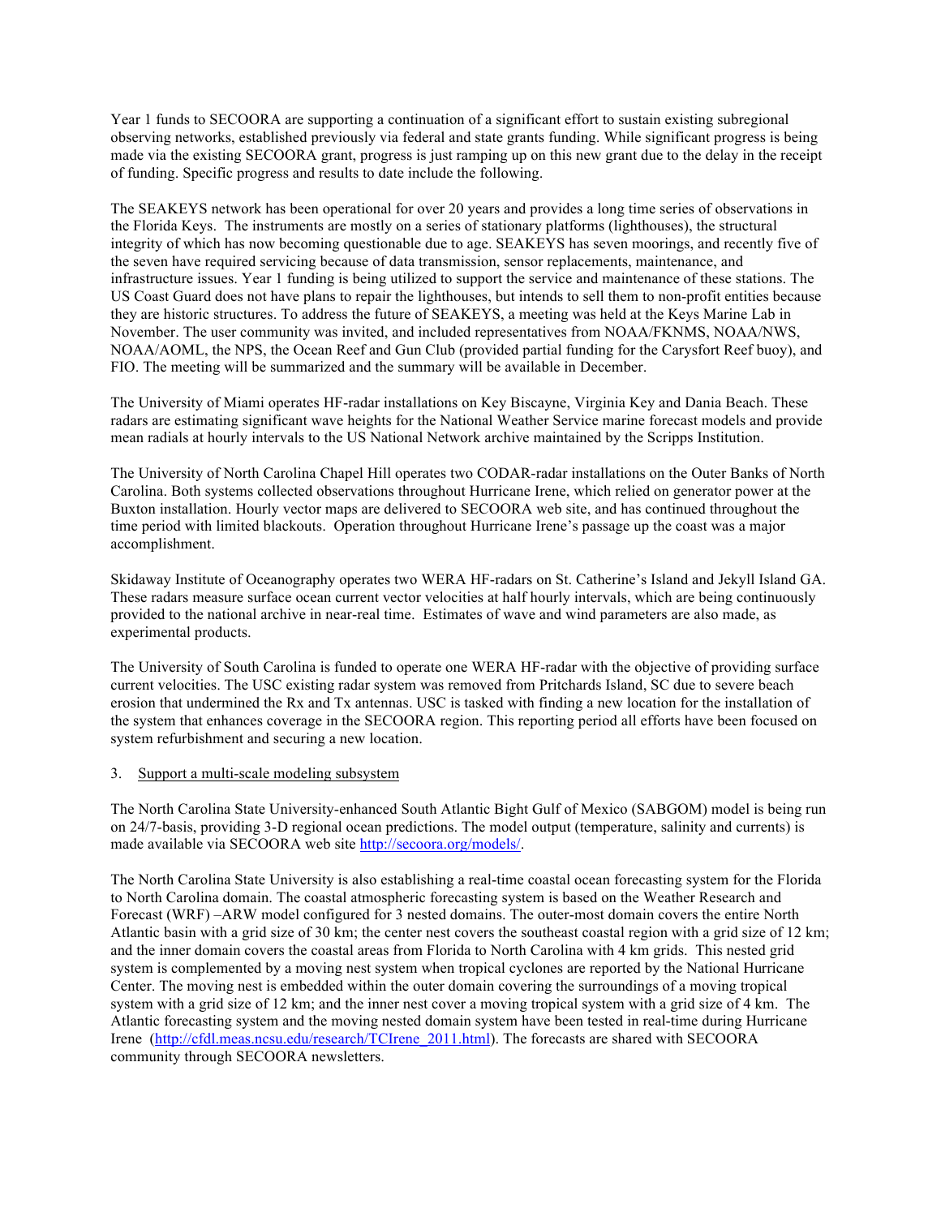Year 1 funds to SECOORA are supporting a continuation of a significant effort to sustain existing subregional observing networks, established previously via federal and state grants funding. While significant progress is being made via the existing SECOORA grant, progress is just ramping up on this new grant due to the delay in the receipt of funding. Specific progress and results to date include the following.

The SEAKEYS network has been operational for over 20 years and provides a long time series of observations in the Florida Keys. The instruments are mostly on a series of stationary platforms (lighthouses), the structural integrity of which has now becoming questionable due to age. SEAKEYS has seven moorings, and recently five of the seven have required servicing because of data transmission, sensor replacements, maintenance, and infrastructure issues. Year 1 funding is being utilized to support the service and maintenance of these stations. The US Coast Guard does not have plans to repair the lighthouses, but intends to sell them to non-profit entities because they are historic structures. To address the future of SEAKEYS, a meeting was held at the Keys Marine Lab in November. The user community was invited, and included representatives from NOAA/FKNMS, NOAA/NWS, NOAA/AOML, the NPS, the Ocean Reef and Gun Club (provided partial funding for the Carysfort Reef buoy), and FIO. The meeting will be summarized and the summary will be available in December.

The University of Miami operates HF-radar installations on Key Biscayne, Virginia Key and Dania Beach. These radars are estimating significant wave heights for the National Weather Service marine forecast models and provide mean radials at hourly intervals to the US National Network archive maintained by the Scripps Institution.

The University of North Carolina Chapel Hill operates two CODAR-radar installations on the Outer Banks of North Carolina. Both systems collected observations throughout Hurricane Irene, which relied on generator power at the Buxton installation. Hourly vector maps are delivered to SECOORA web site, and has continued throughout the time period with limited blackouts. Operation throughout Hurricane Irene's passage up the coast was a major accomplishment.

Skidaway Institute of Oceanography operates two WERA HF-radars on St. Catherine's Island and Jekyll Island GA. These radars measure surface ocean current vector velocities at half hourly intervals, which are being continuously provided to the national archive in near-real time. Estimates of wave and wind parameters are also made, as experimental products.

The University of South Carolina is funded to operate one WERA HF-radar with the objective of providing surface current velocities. The USC existing radar system was removed from Pritchards Island, SC due to severe beach erosion that undermined the Rx and Tx antennas. USC is tasked with finding a new location for the installation of the system that enhances coverage in the SECOORA region. This reporting period all efforts have been focused on system refurbishment and securing a new location.

3. <u>Support a multi-scale modeling subsystem</u>

The North Carolina State University-enhanced South Atlantic Bight Gulf of Mexico (SABGOM) model is being run on 24/7-basis, providing 3-D regional ocean predictions. The model output (temperature, salinity and currents) is made available via SECOORA web site http://secoora.org/models/.

The North Carolina State University is also establishing a real-time coastal ocean forecasting system for the Florida to North Carolina domain. The coastal atmospheric forecasting system is based on the Weather Research and Forecast (WRF) –ARW model configured for 3 nested domains. The outer-most domain covers the entire North Atlantic basin with a grid size of 30 km; the center nest covers the southeast coastal region with a grid size of 12 km; and the inner domain covers the coastal areas from Florida to North Carolina with 4 km grids. This nested grid system is complemented by a moving nest system when tropical cyclones are reported by the National Hurricane Center. The moving nest is embedded within the outer domain covering the surroundings of a moving tropical system with a grid size of 12 km; and the inner nest cover a moving tropical system with a grid size of 4 km. The Atlantic forecasting system and the moving nested domain system have been tested in real-time during Hurricane Irene (http://cfdl.meas.ncsu.edu/research/TCIrene_2011.html). The forecasts are shared with SECOORA community through SECOORA newsletters.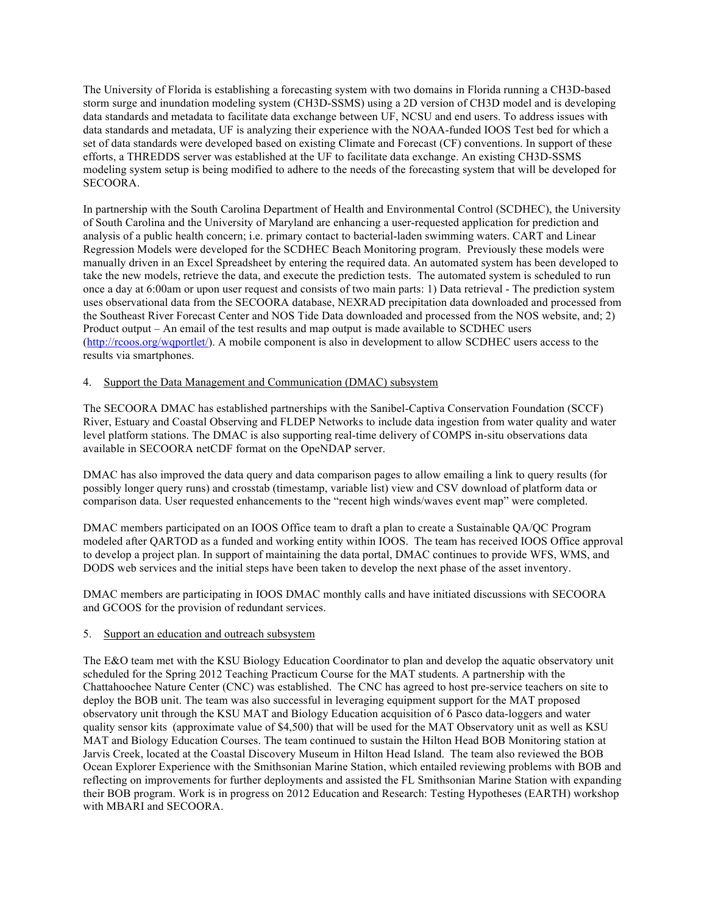The University of Florida is establishing a forecasting system with two domains in Florida running a CH3D-based storm surge and inundation modeling system (CH3D-SSMS) using a 2D version of CH3D model and is developing data standards and metadata to facilitate data exchange between UF, NCSU and end users. To address issues with data standards and metadata, UF is analyzing their experience with the NOAA-funded IOOS Test bed for which a set of data standards were developed based on existing Climate and Forecast (CF) conventions. In support of these efforts, a THREDDS server was established at the UF to facilitate data exchange. An existing CH3D-SSMS modeling system setup is being modified to adhere to the needs of the forecasting system that will be developed for SECOORA.

In partnership with the South Carolina Department of Health and Environmental Control (SCDHEC), the University of South Carolina and the University of Maryland are enhancing a user-requested application for prediction and analysis of a public health concern; i.e. primary contact to bacterial-laden swimming waters. CART and Linear Regression Models were developed for the SCDHEC Beach Monitoring program. Previously these models were manually driven in an Excel Spreadsheet by entering the required data. An automated system has been developed to take the new models, retrieve the data, and execute the prediction tests. The automated system is scheduled to run once a day at 6:00am or upon user request and consists of two main parts: 1) Data retrieval - The prediction system uses observational data from the SECOORA database, NEXRAD precipitation data downloaded and processed from the Southeast River Forecast Center and NOS Tide Data downloaded and processed from the NOS website, and; 2) Product output – An email of the test results and map output is made available to SCDHEC users (http://rcoos.org/wqportlet/). A mobile component is also in development to allow SCDHEC users access to the results via smartphones.

4. Support the Data Management and Communication (DMAC) subsystem

The SECOORA DMAC has established partnerships with the Sanibel-Captiva Conservation Foundation (SCCF) River, Estuary and Coastal Observing and FLDEP Networks to include data ingestion from water quality and water level platform stations. The DMAC is also supporting real-time delivery of COMPS in-situ observations data available in SECOORA netCDF format on the OpeNDAP server.

DMAC has also improved the data query and data comparison pages to allow emailing a link to query results (for possibly longer query runs) and crosstab (timestamp, variable list) view and CSV download of platform data or comparison data. User requested enhancements to the "recent high winds/waves event map" were completed.

DMAC members participated on an IOOS Office team to draft a plan to create a Sustainable QA/QC Program modeled after QARTOD as a funded and working entity within IOOS. The team has received IOOS Office approval to develop a project plan. In support of maintaining the data portal, DMAC continues to provide WFS, WMS, and DODS web services and the initial steps have been taken to develop the next phase of the asset inventory.

DMAC members are participating in IOOS DMAC monthly calls and have initiated discussions with SECOORA and GCOOS for the provision of redundant services.

5. Support an education and outreach subsystem

The E&O team met with the KSU Biology Education Coordinator to plan and develop the aquatic observatory unit scheduled for the Spring 2012 Teaching Practicum Course for the MAT students. A partnership with the Chattahoochee Nature Center (CNC) was established. The CNC has agreed to host pre-service teachers on site to deploy the BOB unit. The team was also successful in leveraging equipment support for the MAT proposed observatory unit through the KSU MAT and Biology Education acquisition of 6 Pasco data-loggers and water quality sensor kits (approximate value of $4,500) that will be used for the MAT Observatory unit as well as KSU MAT and Biology Education Courses. The team continued to sustain the Hilton Head BOB Monitoring station at Jarvis Creek, located at the Coastal Discovery Museum in Hilton Head Island. The team also reviewed the BOB Ocean Explorer Experience with the Smithsonian Marine Station, which entailed reviewing problems with BOB and reflecting on improvements for further deployments and assisted the FL Smithsonian Marine Station with expanding their BOB program. Work is in progress on 2012 Education and Research: Testing Hypotheses (EARTH) workshop with MBARI and SECOORA.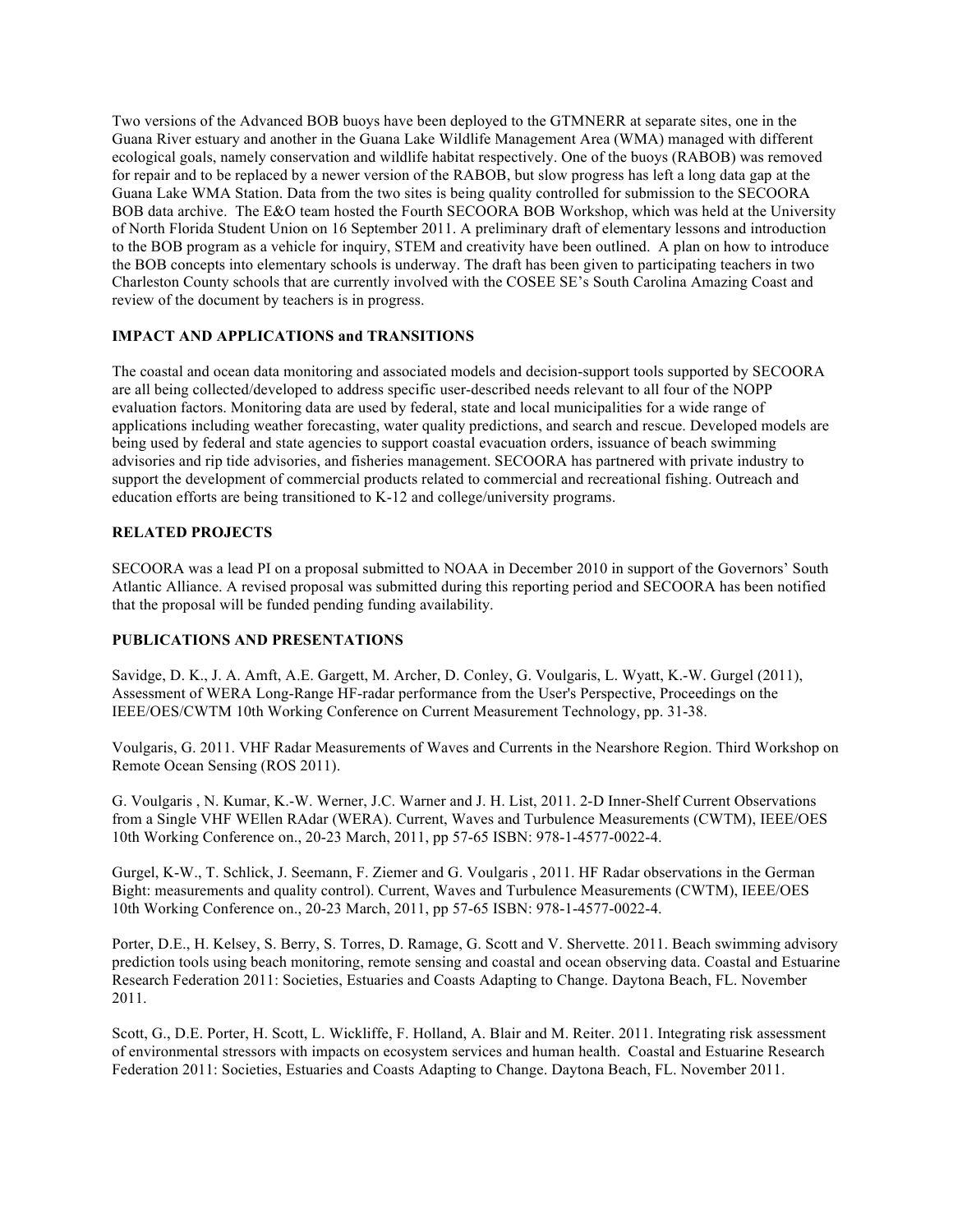Two versions of the Advanced BOB buoys have been deployed to the GTMNERR at separate sites, one in the Guana River estuary and another in the Guana Lake Wildlife Management Area (WMA) managed with different ecological goals, namely conservation and wildlife habitat respectively. One of the buoys (RABOB) was removed for repair and to be replaced by a newer version of the RABOB, but slow progress has left a long data gap at the Guana Lake WMA Station. Data from the two sites is being quality controlled for submission to the SECOORA BOB data archive. The E&O team hosted the Fourth SECOORA BOB Workshop, which was held at the University of North Florida Student Union on 16 September 2011. A preliminary draft of elementary lessons and introduction to the BOB program as a vehicle for inquiry, STEM and creativity have been outlined. A plan on how to introduce the BOB concepts into elementary schools is underway. The draft has been given to participating teachers in two Charleston County schools that are currently involved with the COSEE SE's South Carolina Amazing Coast and review of the document by teachers is in progress.

## IMPACT AND APPLICATIONS and TRANSITIONS

The coastal and ocean data monitoring and associated models and decision-support tools supported by SECOORA are all being collected/developed to address specific user-described needs relevant to all four of the NOPP evaluation factors. Monitoring data are used by federal, state and local municipalities for a wide range of applications including weather forecasting, water quality predictions, and search and rescue. Developed models are being used by federal and state agencies to support coastal evacuation orders, issuance of beach swimming advisories and rip tide advisories, and fisheries management. SECOORA has partnered with private industry to support the development of commercial products related to commercial and recreational fishing. Outreach and education efforts are being transitioned to K-12 and college/university programs.

## RELATED PROJECTS

SECOORA was a lead PI on a proposal submitted to NOAA in December 2010 in support of the Governors' South Atlantic Alliance. A revised proposal was submitted during this reporting period and SECOORA has been notified that the proposal will be funded pending funding availability.

## PUBLICATIONS AND PRESENTATIONS

Savidge, D. K., J. A. Amft, A.E. Gargett, M. Archer, D. Conley, G. Voulgaris, L. Wyatt, K.-W. Gurgel (2011), Assessment of WERA Long-Range HF-radar performance from the User's Perspective, Proceedings on the IEEE/OES/CWTM 10th Working Conference on Current Measurement Technology, pp. 31-38.

Voulgaris, G. 2011. VHF Radar Measurements of Waves and Currents in the Nearshore Region. Third Workshop on Remote Ocean Sensing (ROS 2011).

G. Voulgaris , N. Kumar, K.-W. Werner, J.C. Warner and J. H. List, 2011. 2-D Inner-Shelf Current Observations from a Single VHF WEllen RAdar (WERA). Current, Waves and Turbulence Measurements (CWTM), IEEE/OES 10th Working Conference on., 20-23 March, 2011, pp 57-65 ISBN: 978-1-4577-0022-4.

Gurgel, K-W., T. Schlick, J. Seemann, F. Ziemer and G. Voulgaris , 2011. HF Radar observations in the German Bight: measurements and quality control). Current, Waves and Turbulence Measurements (CWTM), IEEE/OES 10th Working Conference on., 20-23 March, 2011, pp 57-65 ISBN: 978-1-4577-0022-4.

Porter, D.E., H. Kelsey, S. Berry, S. Torres, D. Ramage, G. Scott and V. Shervette. 2011. Beach swimming advisory prediction tools using beach monitoring, remote sensing and coastal and ocean observing data. Coastal and Estuarine Research Federation 2011: Societies, Estuaries and Coasts Adapting to Change. Daytona Beach, FL. November 2011.

Scott, G., D.E. Porter, H. Scott, L. Wickliffe, F. Holland, A. Blair and M. Reiter. 2011. Integrating risk assessment of environmental stressors with impacts on ecosystem services and human health. Coastal and Estuarine Research Federation 2011: Societies, Estuaries and Coasts Adapting to Change. Daytona Beach, FL. November 2011.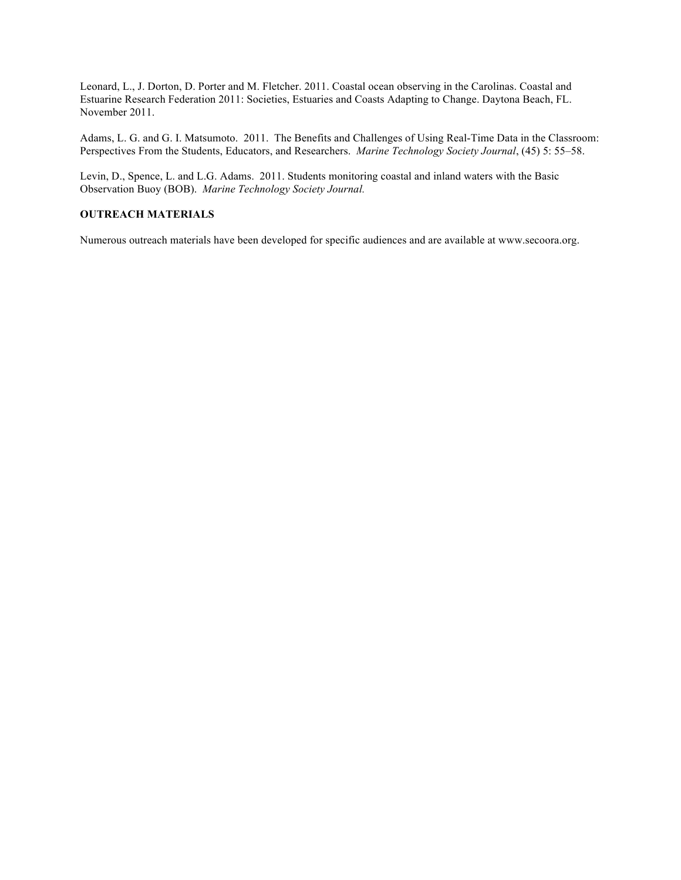Leonard, L., J. Dorton, D. Porter and M. Fletcher. 2011. Coastal ocean observing in the Carolinas. Coastal and Estuarine Research Federation 2011: Societies, Estuaries and Coasts Adapting to Change. Daytona Beach, FL. November 2011.

Adams, L. G. and G. I. Matsumoto. 2011. The Benefits and Challenges of Using Real-Time Data in the Classroom: Perspectives From the Students, Educators, and Researchers. *Marine Technology Society Journal*, (45) 5: 55–58.

Levin, D., Spence, L. and L.G. Adams. 2011. Students monitoring coastal and inland waters with the Basic Observation Buoy (BOB). *Marine Technology Society Journal.*

**OUTREACH MATERIALS**

Numerous outreach materials have been developed for specific audiences and are available at www.secoora.org.